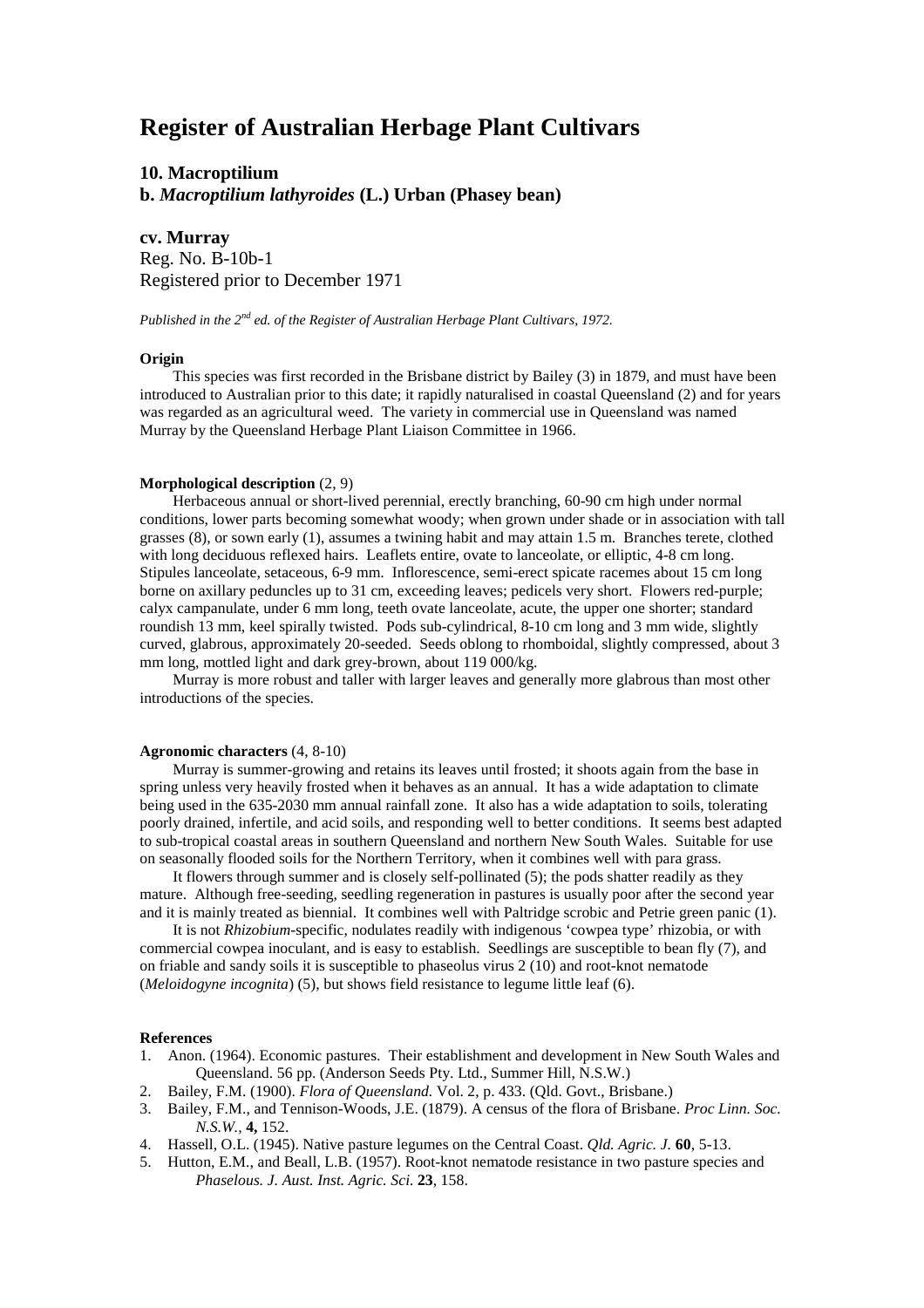# Register of Australian Herbage Plant Cultivars

## 10. Macroptilium

## b. *Macroptilium lathyroides* (L.) Urban (Phasey bean)

### cv. Murray

Reg. No. B-10b-1
Registered prior to December 1971

*Published in the 2nd ed. of the Register of Australian Herbage Plant Cultivars, 1972.*

**Origin**

This species was first recorded in the Brisbane district by Bailey (3) in 1879, and must have been introduced to Australian prior to this date; it rapidly naturalised in coastal Queensland (2) and for years was regarded as an agricultural weed. The variety in commercial use in Queensland was named Murray by the Queensland Herbage Plant Liaison Committee in 1966.

**Morphological description** (2, 9)

Herbaceous annual or short-lived perennial, erectly branching, 60-90 cm high under normal conditions, lower parts becoming somewhat woody; when grown under shade or in association with tall grasses (8), or sown early (1), assumes a twining habit and may attain 1.5 m. Branches terete, clothed with long deciduous reflexed hairs. Leaflets entire, ovate to lanceolate, or elliptic, 4-8 cm long. Stipules lanceolate, setaceous, 6-9 mm. Inflorescence, semi-erect spicate racemes about 15 cm long borne on axillary peduncles up to 31 cm, exceeding leaves; pedicels very short. Flowers red-purple; calyx campanulate, under 6 mm long, teeth ovate lanceolate, acute, the upper one shorter; standard roundish 13 mm, keel spirally twisted. Pods sub-cylindrical, 8-10 cm long and 3 mm wide, slightly curved, glabrous, approximately 20-seeded. Seeds oblong to rhomboidal, slightly compressed, about 3 mm long, mottled light and dark grey-brown, about 119 000/kg.

Murray is more robust and taller with larger leaves and generally more glabrous than most other introductions of the species.

**Agronomic characters** (4, 8-10)

Murray is summer-growing and retains its leaves until frosted; it shoots again from the base in spring unless very heavily frosted when it behaves as an annual. It has a wide adaptation to climate being used in the 635-2030 mm annual rainfall zone. It also has a wide adaptation to soils, tolerating poorly drained, infertile, and acid soils, and responding well to better conditions. It seems best adapted to sub-tropical coastal areas in southern Queensland and northern New South Wales. Suitable for use on seasonally flooded soils for the Northern Territory, when it combines well with para grass.

It flowers through summer and is closely self-pollinated (5); the pods shatter readily as they mature. Although free-seeding, seedling regeneration in pastures is usually poor after the second year and it is mainly treated as biennial. It combines well with Paltridge scrobic and Petrie green panic (1).

It is not *Rhizobium*-specific, nodulates readily with indigenous 'cowpea type' rhizobia, or with commercial cowpea inoculant, and is easy to establish. Seedlings are susceptible to bean fly (7), and on friable and sandy soils it is susceptible to phaseolus virus 2 (10) and root-knot nematode (*Meloidogyne incognita*) (5), but shows field resistance to legume little leaf (6).

**References**

1. Anon. (1964). Economic pastures. Their establishment and development in New South Wales and Queensland. 56 pp. (Anderson Seeds Pty. Ltd., Summer Hill, N.S.W.)
2. Bailey, F.M. (1900). *Flora of Queensland.* Vol. 2, p. 433. (Qld. Govt., Brisbane.)
3. Bailey, F.M., and Tennison-Woods, J.E. (1879). A census of the flora of Brisbane. *Proc Linn. Soc. N.S.W.*, **4,** 152.
4. Hassell, O.L. (1945). Native pasture legumes on the Central Coast. *Qld. Agric. J.* **60**, 5-13.
5. Hutton, E.M., and Beall, L.B. (1957). Root-knot nematode resistance in two pasture species and *Phaselous. J. Aust. Inst. Agric. Sci.* **23**, 158.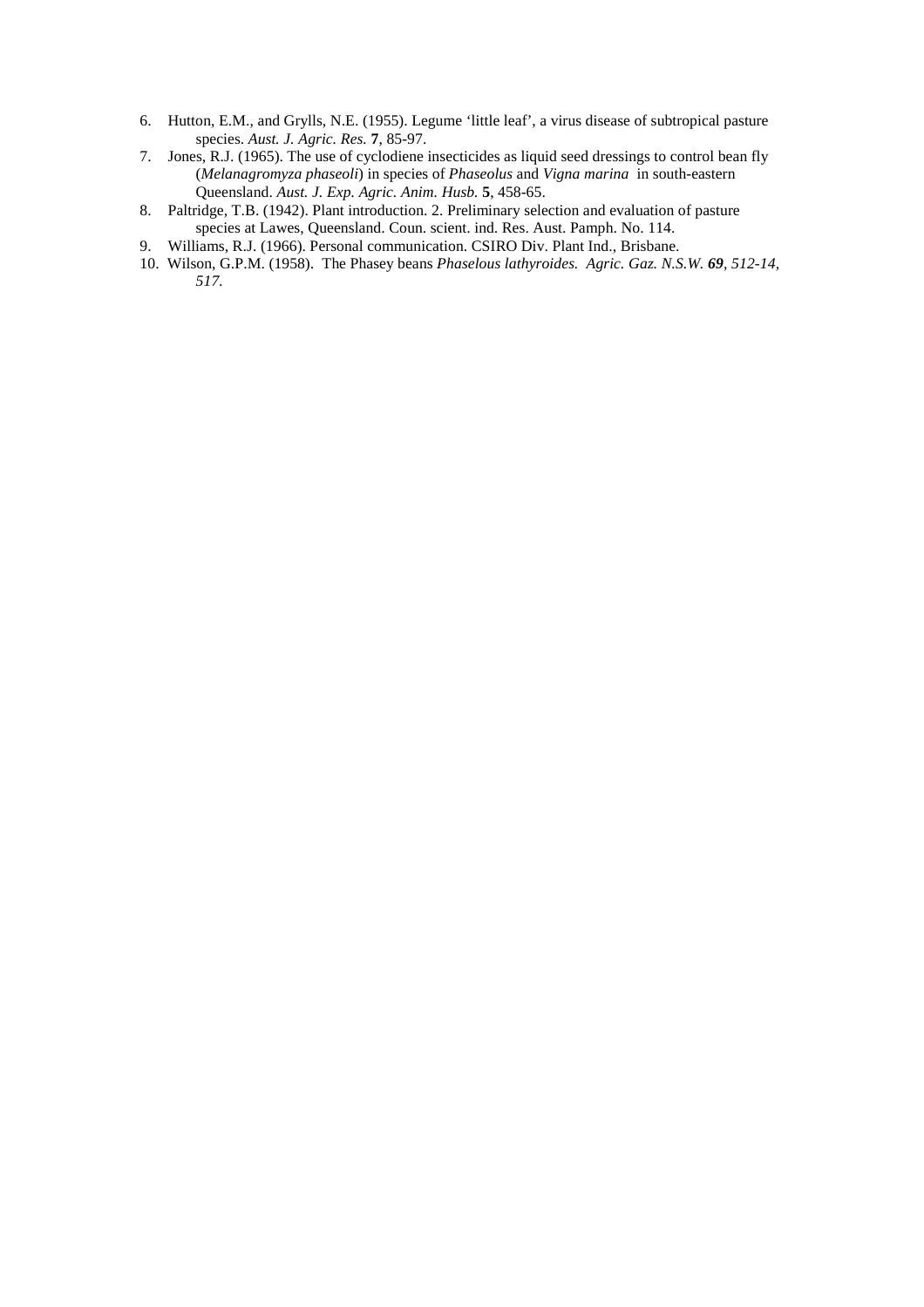6. Hutton, E.M., and Grylls, N.E. (1955). Legume 'little leaf', a virus disease of subtropical pasture species. *Aust. J. Agric. Res.* **7**, 85-97.
7. Jones, R.J. (1965). The use of cyclodiene insecticides as liquid seed dressings to control bean fly (*Melanagromyza phaseoli*) in species of *Phaseolus* and *Vigna marina* in south-eastern Queensland. *Aust. J. Exp. Agric. Anim. Husb.* **5**, 458-65.
8. Paltridge, T.B. (1942). Plant introduction. 2. Preliminary selection and evaluation of pasture species at Lawes, Queensland. Coun. scient. ind. Res. Aust. Pamph. No. 114.
9. Williams, R.J. (1966). Personal communication. CSIRO Div. Plant Ind., Brisbane.
10. Wilson, G.P.M. (1958). The Phasey beans *Phaselous lathyroides. Agric. Gaz. N.S.W.* ***69****, 512-14, 517.*